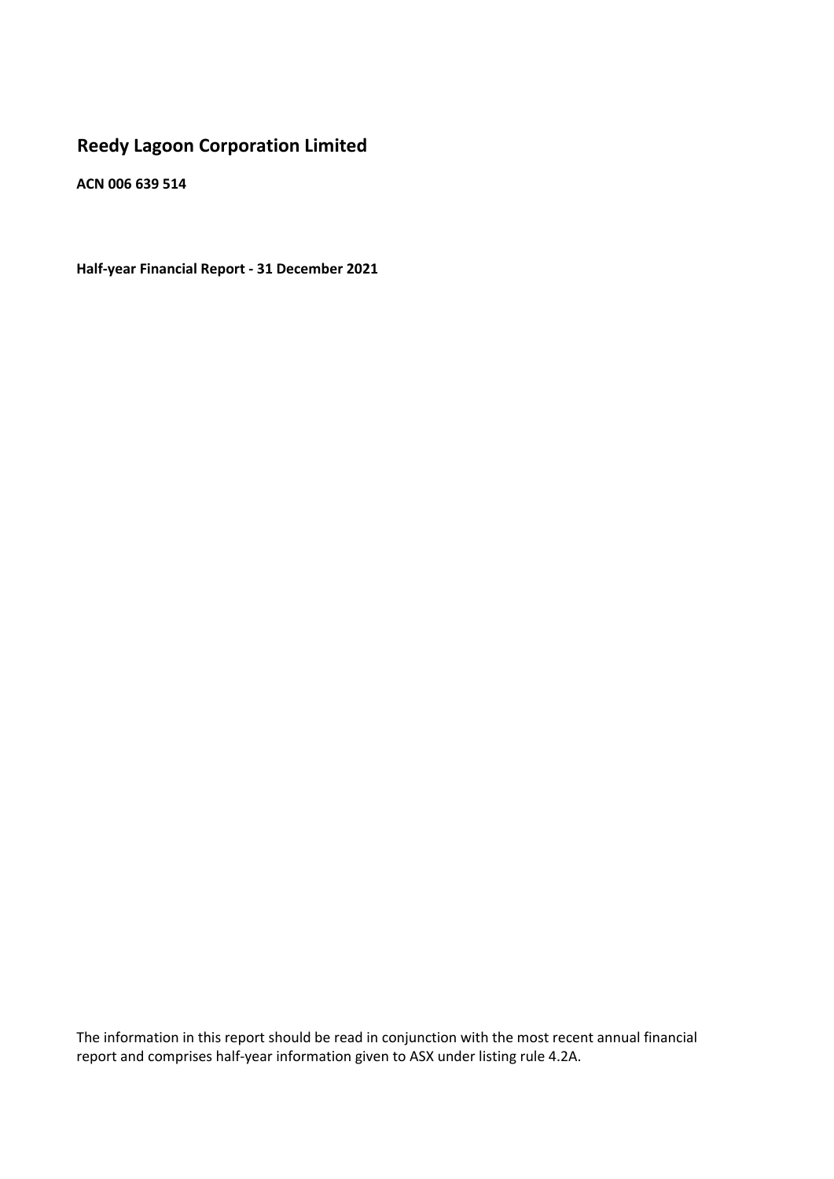# Reedy Lagoon Corporation Limited

**ACN 006 639 514**

**Half-year Financial Report - 31 December 2021**

The information in this report should be read in conjunction with the most recent annual financial report and comprises half-year information given to ASX under listing rule 4.2A.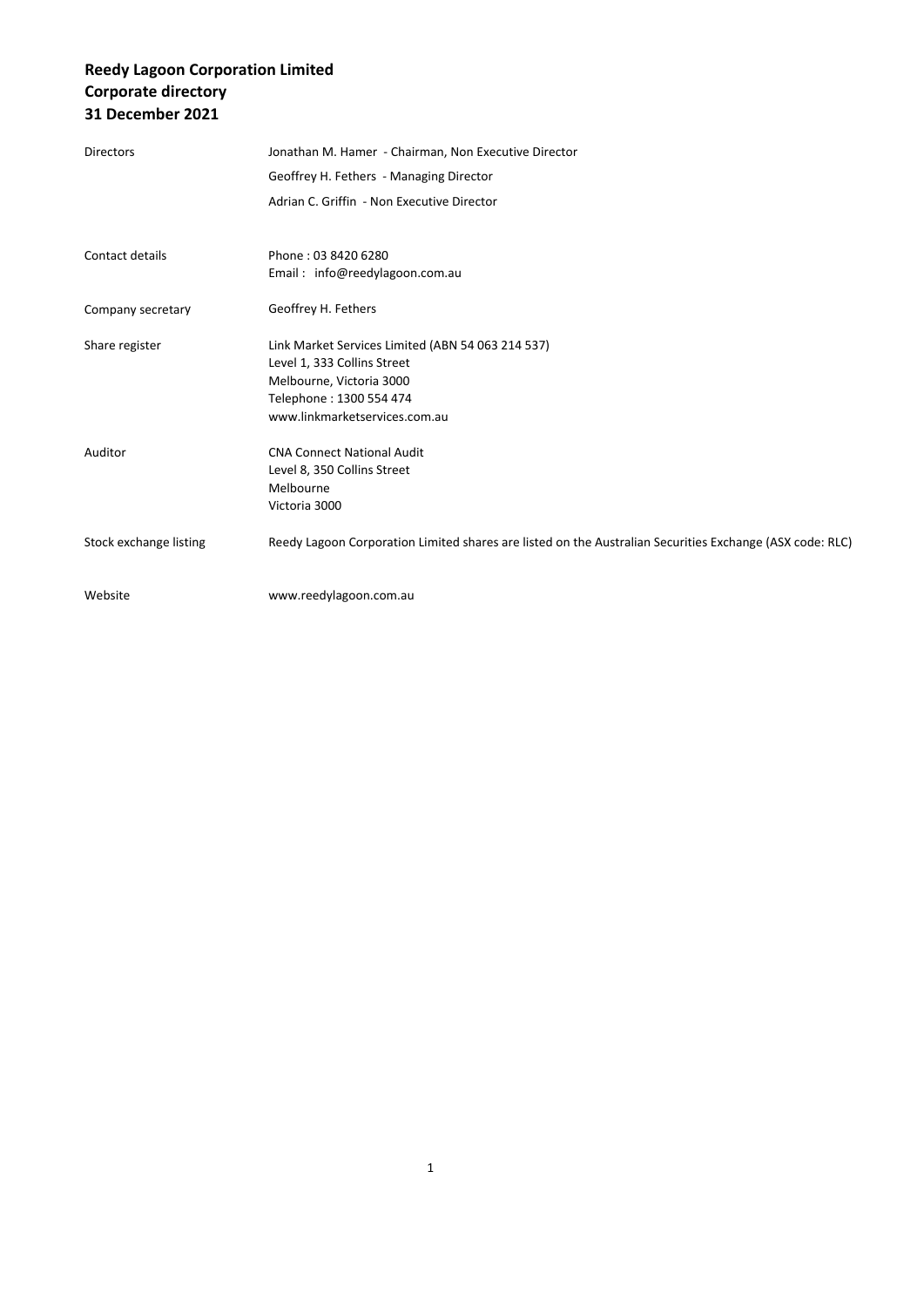**Reedy Lagoon Corporation Limited**
**Corporate directory**
**31 December 2021**

| | |
|---|---|
| Directors | Jonathan M. Hamer - Chairman, Non Executive Director<br>Geoffrey H. Fethers - Managing Director<br>Adrian C. Griffin - Non Executive Director |
| Contact details | Phone : 03 8420 6280<br>Email : info@reedylagoon.com.au |
| Company secretary | Geoffrey H. Fethers |
| Share register | Link Market Services Limited (ABN 54 063 214 537)<br>Level 1, 333 Collins Street<br>Melbourne, Victoria 3000<br>Telephone : 1300 554 474<br>www.linkmarketservices.com.au |
| Auditor | CNA Connect National Audit<br>Level 8, 350 Collins Street<br>Melbourne<br>Victoria 3000 |
| Stock exchange listing | Reedy Lagoon Corporation Limited shares are listed on the Australian Securities Exchange (ASX code: RLC) |
| Website | www.reedylagoon.com.au |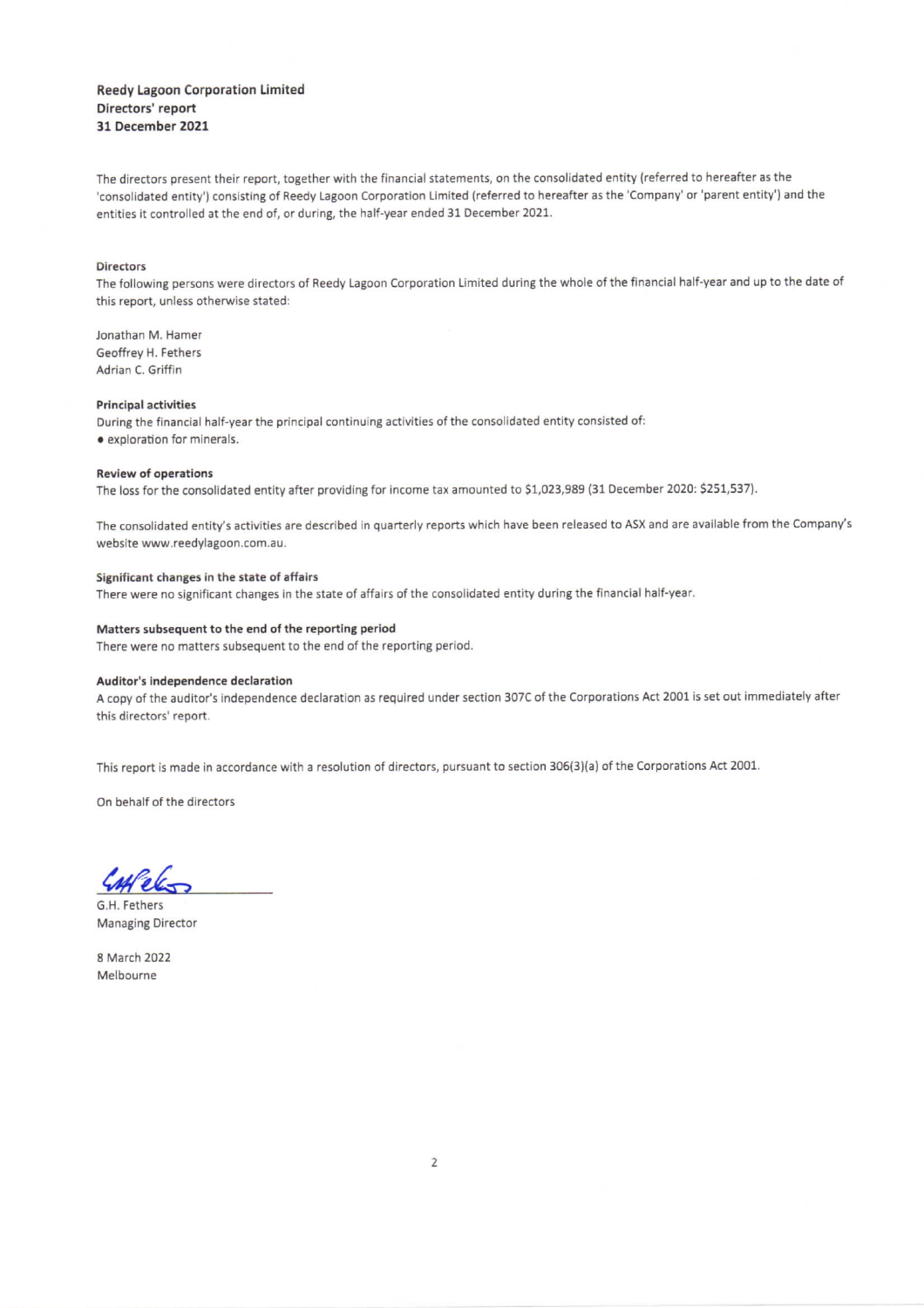**Reedy Lagoon Corporation Limited**
**Directors' report**
**31 December 2021**

The directors present their report, together with the financial statements, on the consolidated entity (referred to hereafter as the 'consolidated entity') consisting of Reedy Lagoon Corporation Limited (referred to hereafter as the 'Company' or 'parent entity') and the entities it controlled at the end of, or during, the half-year ended 31 December 2021.

**Directors**

The following persons were directors of Reedy Lagoon Corporation Limited during the whole of the financial half-year and up to the date of this report, unless otherwise stated:

Jonathan M. Hamer
Geoffrey H. Fethers
Adrian C. Griffin

**Principal activities**

During the financial half-year the principal continuing activities of the consolidated entity consisted of:

- exploration for minerals.

**Review of operations**

The loss for the consolidated entity after providing for income tax amounted to $1,023,989 (31 December 2020: $251,537).

The consolidated entity's activities are described in quarterly reports which have been released to ASX and are available from the Company's website www.reedylagoon.com.au.

**Significant changes in the state of affairs**

There were no significant changes in the state of affairs of the consolidated entity during the financial half-year.

**Matters subsequent to the end of the reporting period**

There were no matters subsequent to the end of the reporting period.

**Auditor's independence declaration**

A copy of the auditor's independence declaration as required under section 307C of the Corporations Act 2001 is set out immediately after this directors' report.

This report is made in accordance with a resolution of directors, pursuant to section 306(3)(a) of the Corporations Act 2001.

On behalf of the directors

G.H. Fethers
Managing Director

8 March 2022
Melbourne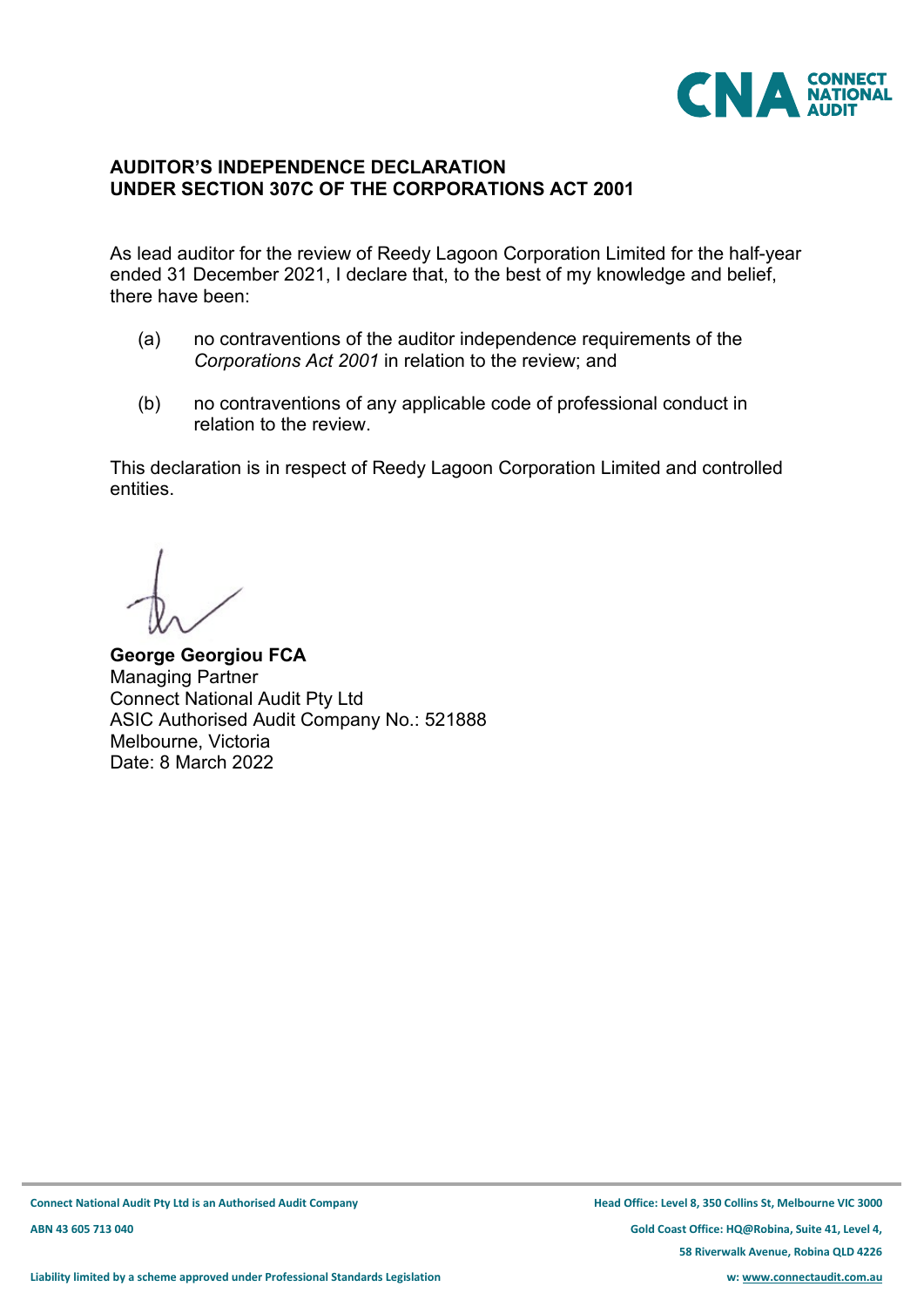# AUDITOR'S INDEPENDENCE DECLARATION UNDER SECTION 307C OF THE CORPORATIONS ACT 2001

As lead auditor for the review of Reedy Lagoon Corporation Limited for the half-year ended 31 December 2021, I declare that, to the best of my knowledge and belief, there have been:

(a) no contraventions of the auditor independence requirements of the *Corporations Act 2001* in relation to the review; and

(b) no contraventions of any applicable code of professional conduct in relation to the review.

This declaration is in respect of Reedy Lagoon Corporation Limited and controlled entities.

**George Georgiou FCA**
Managing Partner
Connect National Audit Pty Ltd
ASIC Authorised Audit Company No.: 521888
Melbourne, Victoria
Date: 8 March 2022

Connect National Audit Pty Ltd is an Authorised Audit Company
ABN 43 605 713 040
Liability limited by a scheme approved under Professional Standards Legislation

Head Office: Level 8, 350 Collins St, Melbourne VIC 3000
Gold Coast Office: HQ@Robina, Suite 41, Level 4, 58 Riverwalk Avenue, Robina QLD 4226
w: www.connectaudit.com.au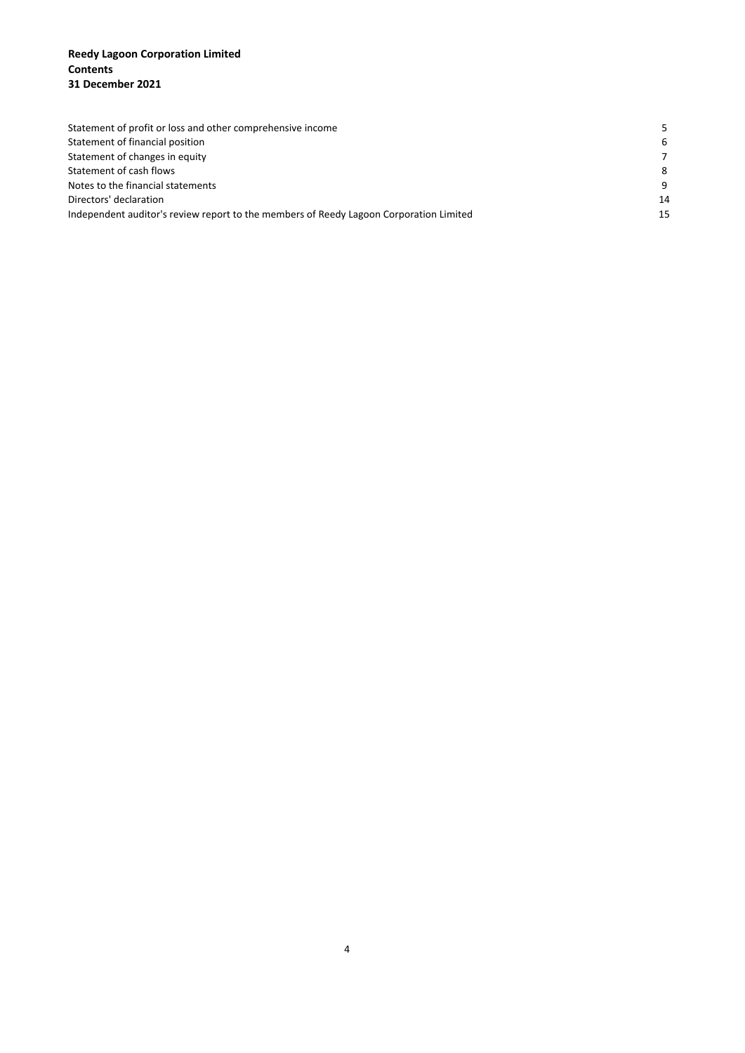**Reedy Lagoon Corporation Limited**
**Contents**
**31 December 2021**

| | |
|---|---|
| Statement of profit or loss and other comprehensive income | 5 |
| Statement of financial position | 6 |
| Statement of changes in equity | 7 |
| Statement of cash flows | 8 |
| Notes to the financial statements | 9 |
| Directors' declaration | 14 |
| Independent auditor's review report to the members of Reedy Lagoon Corporation Limited | 15 |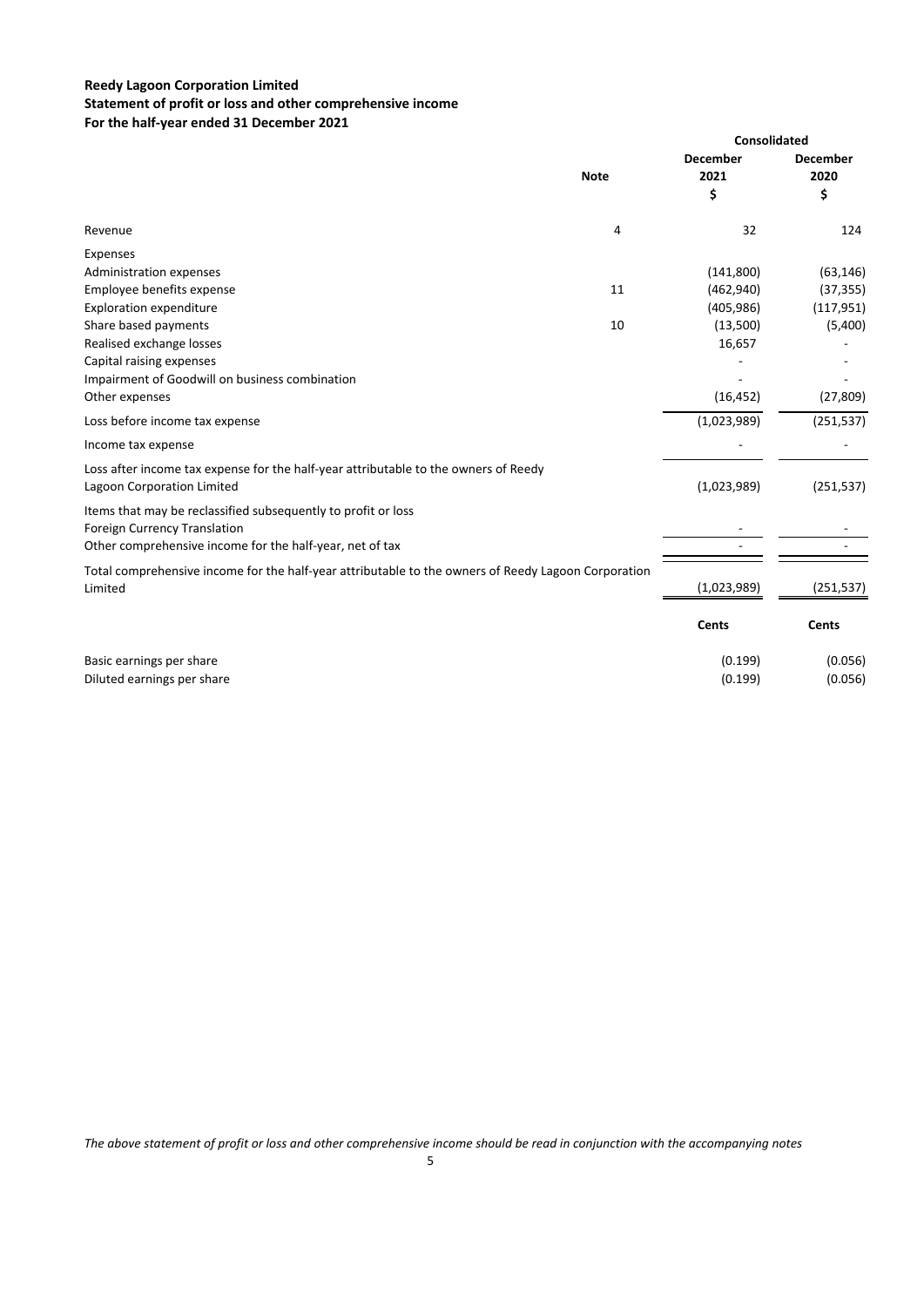**Reedy Lagoon Corporation Limited**
**Statement of profit or loss and other comprehensive income**
**For the half-year ended 31 December 2021**

| | Note | Consolidated December 2021 $ | Consolidated December 2020 $ |
|---|---|---|---|
| Revenue | 4 | 32 | 124 |
| Expenses | | | |
| Administration expenses | | (141,800) | (63,146) |
| Employee benefits expense | 11 | (462,940) | (37,355) |
| Exploration expenditure | | (405,986) | (117,951) |
| Share based payments | 10 | (13,500) | (5,400) |
| Realised exchange losses | | 16,657 | - |
| Capital raising expenses | | - | - |
| Impairment of Goodwill on business combination | | - | - |
| Other expenses | | (16,452) | (27,809) |
| Loss before income tax expense | | (1,023,989) | (251,537) |
| Income tax expense | | - | - |
| Loss after income tax expense for the half-year attributable to the owners of Reedy Lagoon Corporation Limited | | (1,023,989) | (251,537) |
| Items that may be reclassified subsequently to profit or loss | | | |
| Foreign Currency Translation | | - | - |
| Other comprehensive income for the half-year, net of tax | | - | - |
| Total comprehensive income for the half-year attributable to the owners of Reedy Lagoon Corporation Limited | | (1,023,989) | (251,537) |
| | | **Cents** | **Cents** |
| Basic earnings per share | | (0.199) | (0.056) |
| Diluted earnings per share | | (0.199) | (0.056) |

*The above statement of profit or loss and other comprehensive income should be read in conjunction with the accompanying notes*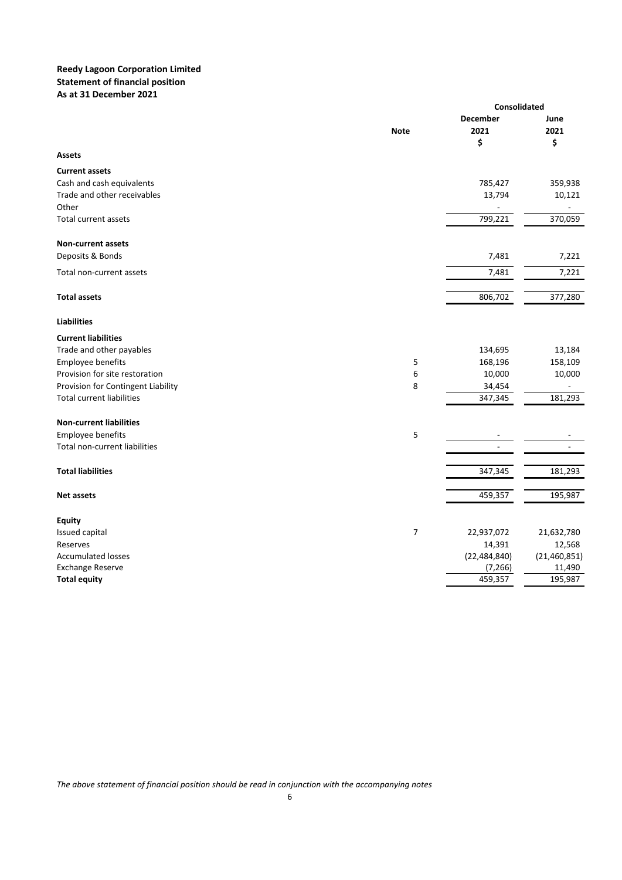**Reedy Lagoon Corporation Limited**
**Statement of financial position**
**As at 31 December 2021**

| | Note | Consolidated December 2021 $ | Consolidated June 2021 $ |
|---|---|---|---|
| **Assets** | | | |
| **Current assets** | | | |
| Cash and cash equivalents | | 785,427 | 359,938 |
| Trade and other receivables | | 13,794 | 10,121 |
| Other | | - | - |
| Total current assets | | 799,221 | 370,059 |
| **Non-current assets** | | | |
| Deposits & Bonds | | 7,481 | 7,221 |
| Total non-current assets | | 7,481 | 7,221 |
| **Total assets** | | 806,702 | 377,280 |
| **Liabilities** | | | |
| **Current liabilities** | | | |
| Trade and other payables | | 134,695 | 13,184 |
| Employee benefits | 5 | 168,196 | 158,109 |
| Provision for site restoration | 6 | 10,000 | 10,000 |
| Provision for Contingent Liability | 8 | 34,454 | - |
| Total current liabilities | | 347,345 | 181,293 |
| **Non-current liabilities** | | | |
| Employee benefits | 5 | - | - |
| Total non-current liabilities | | - | - |
| **Total liabilities** | | 347,345 | 181,293 |
| **Net assets** | | 459,357 | 195,987 |
| **Equity** | | | |
| Issued capital | 7 | 22,937,072 | 21,632,780 |
| Reserves | | 14,391 | 12,568 |
| Accumulated losses | | (22,484,840) | (21,460,851) |
| Exchange Reserve | | (7,266) | 11,490 |
| **Total equity** | | 459,357 | 195,987 |

*The above statement of financial position should be read in conjunction with the accompanying notes*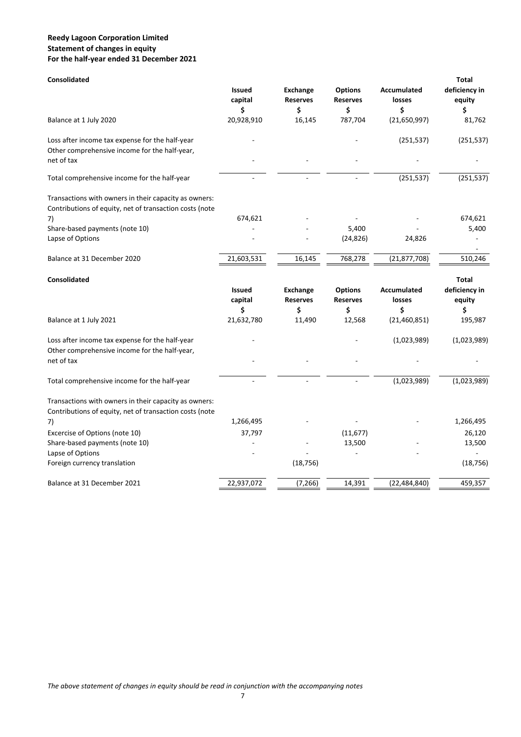**Reedy Lagoon Corporation Limited**
**Statement of changes in equity**
**For the half-year ended 31 December 2021**

| **Consolidated** | **Issued capital** $ | **Exchange Reserves** $ | **Options Reserves** $ | **Accumulated losses** $ | **Total deficiency in equity** $ |
|---|---|---|---|---|---|
| Balance at 1 July 2020 | 20,928,910 | 16,145 | 787,704 | (21,650,997) | 81,762 |
| Loss after income tax expense for the half-year | - | | - | (251,537) | (251,537) |
| Other comprehensive income for the half-year, net of tax | - | - | - | - | - |
| Total comprehensive income for the half-year | - | - | - | (251,537) | (251,537) |
| Transactions with owners in their capacity as owners: | | | | | |
| Contributions of equity, net of transaction costs (note 7) | 674,621 | - | - | - | 674,621 |
| Share-based payments (note 10) | - | - | 5,400 | - | 5,400 |
| Lapse of Options | - | - | (24,826) | 24,826 | - |
| Balance at 31 December 2020 | 21,603,531 | 16,145 | 768,278 | (21,877,708) | 510,246 |

| **Consolidated** | **Issued capital** $ | **Exchange Reserves** $ | **Options Reserves** $ | **Accumulated losses** $ | **Total deficiency in equity** $ |
|---|---|---|---|---|---|
| Balance at 1 July 2021 | 21,632,780 | 11,490 | 12,568 | (21,460,851) | 195,987 |
| Loss after income tax expense for the half-year | - | | - | (1,023,989) | (1,023,989) |
| Other comprehensive income for the half-year, net of tax | - | - | - | - | - |
| Total comprehensive income for the half-year | - | - | - | (1,023,989) | (1,023,989) |
| Transactions with owners in their capacity as owners: | | | | | |
| Contributions of equity, net of transaction costs (note 7) | 1,266,495 | - | - | - | 1,266,495 |
| Excercise of Options (note 10) | 37,797 | | (11,677) | | 26,120 |
| Share-based payments (note 10) | - | - | 13,500 | - | 13,500 |
| Lapse of Options | - | - | - | - | - |
| Foreign currency translation | | (18,756) | | | (18,756) |
| Balance at 31 December 2021 | 22,937,072 | (7,266) | 14,391 | (22,484,840) | 459,357 |

*The above statement of changes in equity should be read in conjunction with the accompanying notes*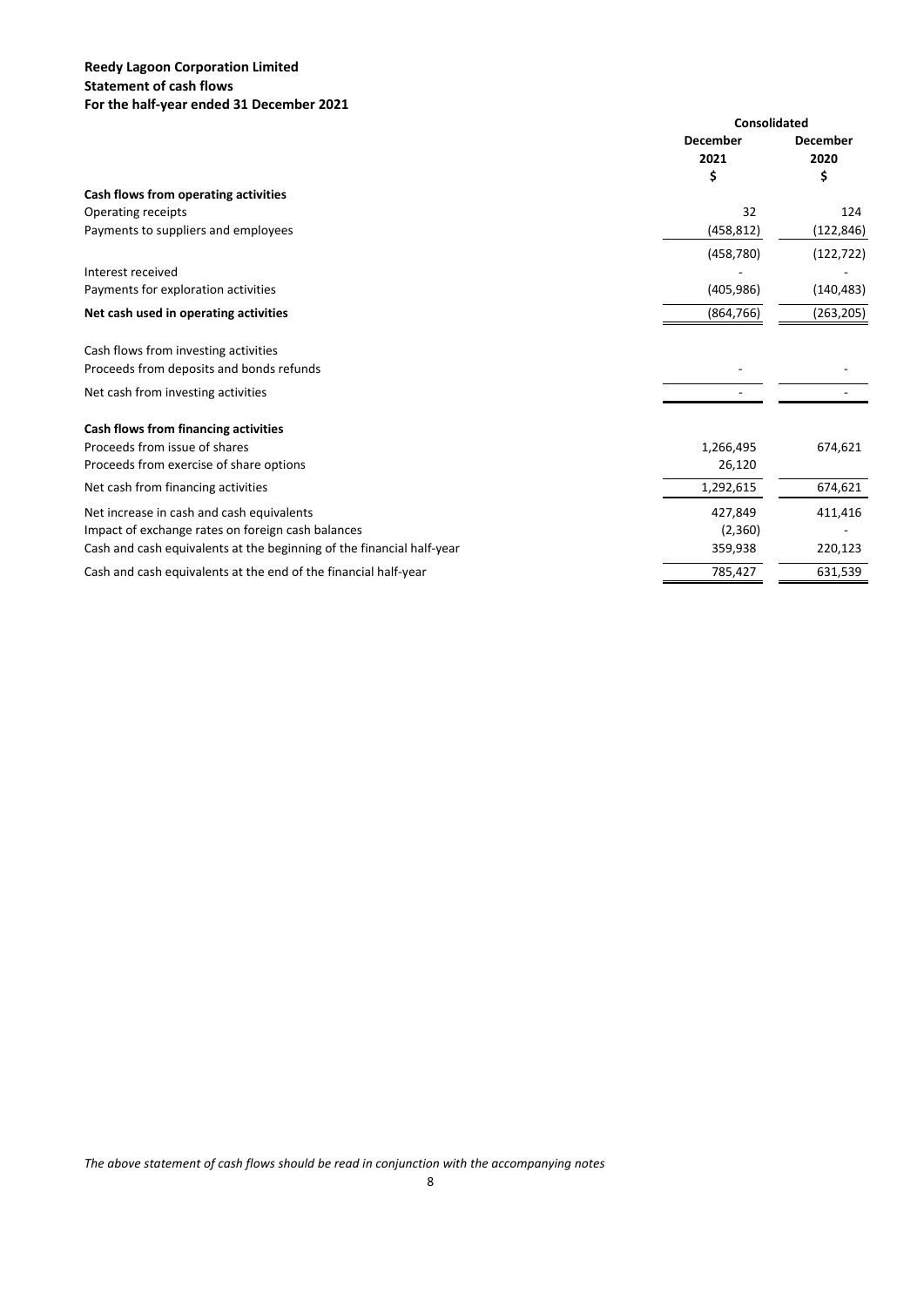**Reedy Lagoon Corporation Limited**
**Statement of cash flows**
**For the half-year ended 31 December 2021**

| | Consolidated | |
|---|---|---|
| | December 2021 $ | December 2020 $ |
| **Cash flows from operating activities** | | |
| Operating receipts | 32 | 124 |
| Payments to suppliers and employees | (458,812) | (122,846) |
| | (458,780) | (122,722) |
| Interest received | - | - |
| Payments for exploration activities | (405,986) | (140,483) |
| **Net cash used in operating activities** | (864,766) | (263,205) |
| | | |
| Cash flows from investing activities | | |
| Proceeds from deposits and bonds refunds | - | - |
| Net cash from investing activities | - | - |
| | | |
| **Cash flows from financing activities** | | |
| Proceeds from issue of shares | 1,266,495 | 674,621 |
| Proceeds from exercise of share options | 26,120 | |
| Net cash from financing activities | 1,292,615 | 674,621 |
| Net increase in cash and cash equivalents | 427,849 | 411,416 |
| Impact of exchange rates on foreign cash balances | (2,360) | - |
| Cash and cash equivalents at the beginning of the financial half-year | 359,938 | 220,123 |
| Cash and cash equivalents at the end of the financial half-year | 785,427 | 631,539 |

*The above statement of cash flows should be read in conjunction with the accompanying notes*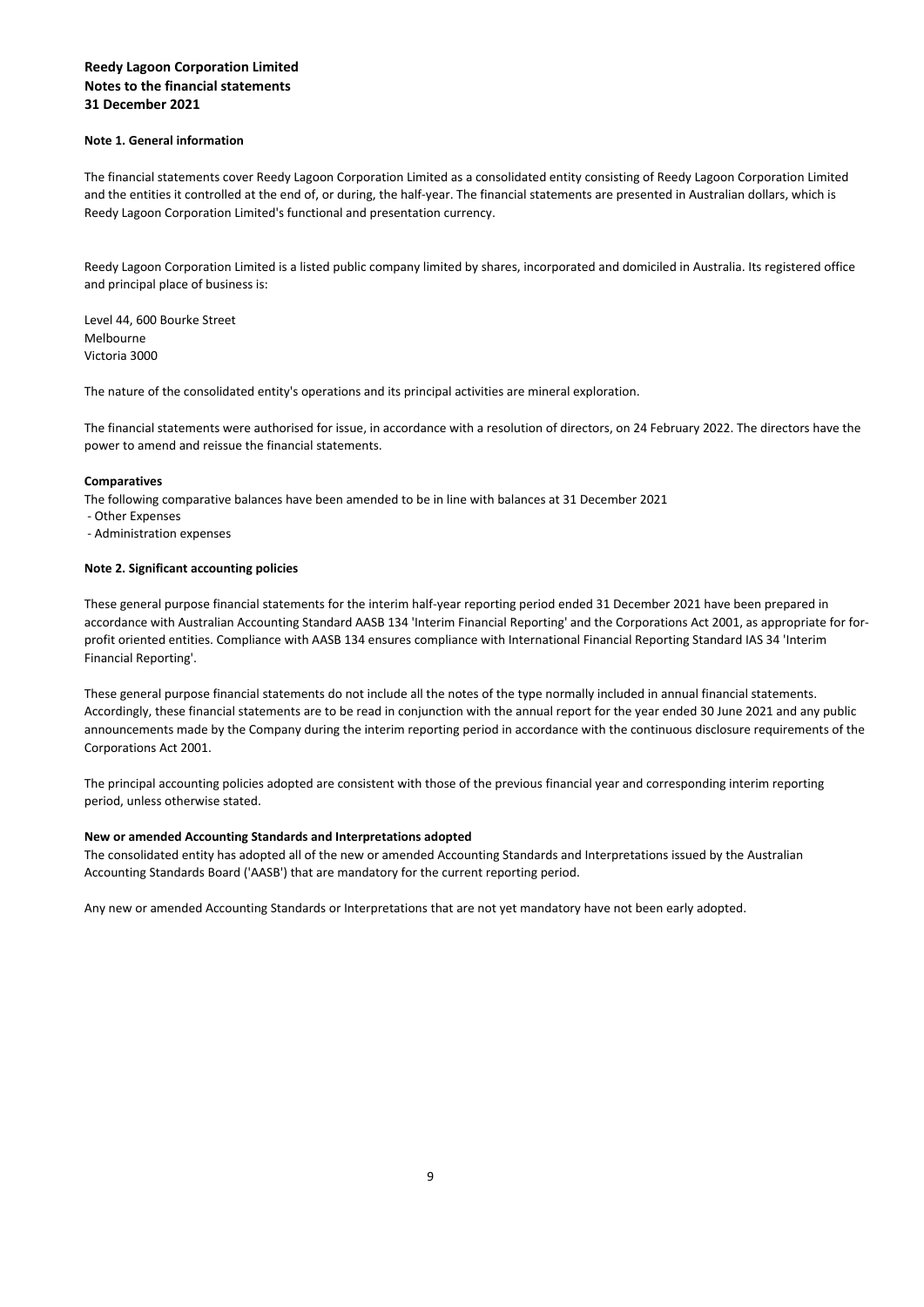**Reedy Lagoon Corporation Limited**
**Notes to the financial statements**
**31 December 2021**

**Note 1. General information**

The financial statements cover Reedy Lagoon Corporation Limited as a consolidated entity consisting of Reedy Lagoon Corporation Limited and the entities it controlled at the end of, or during, the half-year. The financial statements are presented in Australian dollars, which is Reedy Lagoon Corporation Limited's functional and presentation currency.

Reedy Lagoon Corporation Limited is a listed public company limited by shares, incorporated and domiciled in Australia. Its registered office and principal place of business is:

Level 44, 600 Bourke Street
Melbourne
Victoria 3000

The nature of the consolidated entity's operations and its principal activities are mineral exploration.

The financial statements were authorised for issue, in accordance with a resolution of directors, on 24 February 2022. The directors have the power to amend and reissue the financial statements.

**Comparatives**

The following comparative balances have been amended to be in line with balances at 31 December 2021

- Other Expenses
- Administration expenses

**Note 2. Significant accounting policies**

These general purpose financial statements for the interim half-year reporting period ended 31 December 2021 have been prepared in accordance with Australian Accounting Standard AASB 134 'Interim Financial Reporting' and the Corporations Act 2001, as appropriate for for-profit oriented entities. Compliance with AASB 134 ensures compliance with International Financial Reporting Standard IAS 34 'Interim Financial Reporting'.

These general purpose financial statements do not include all the notes of the type normally included in annual financial statements. Accordingly, these financial statements are to be read in conjunction with the annual report for the year ended 30 June 2021 and any public announcements made by the Company during the interim reporting period in accordance with the continuous disclosure requirements of the Corporations Act 2001.

The principal accounting policies adopted are consistent with those of the previous financial year and corresponding interim reporting period, unless otherwise stated.

**New or amended Accounting Standards and Interpretations adopted**

The consolidated entity has adopted all of the new or amended Accounting Standards and Interpretations issued by the Australian Accounting Standards Board ('AASB') that are mandatory for the current reporting period.

Any new or amended Accounting Standards or Interpretations that are not yet mandatory have not been early adopted.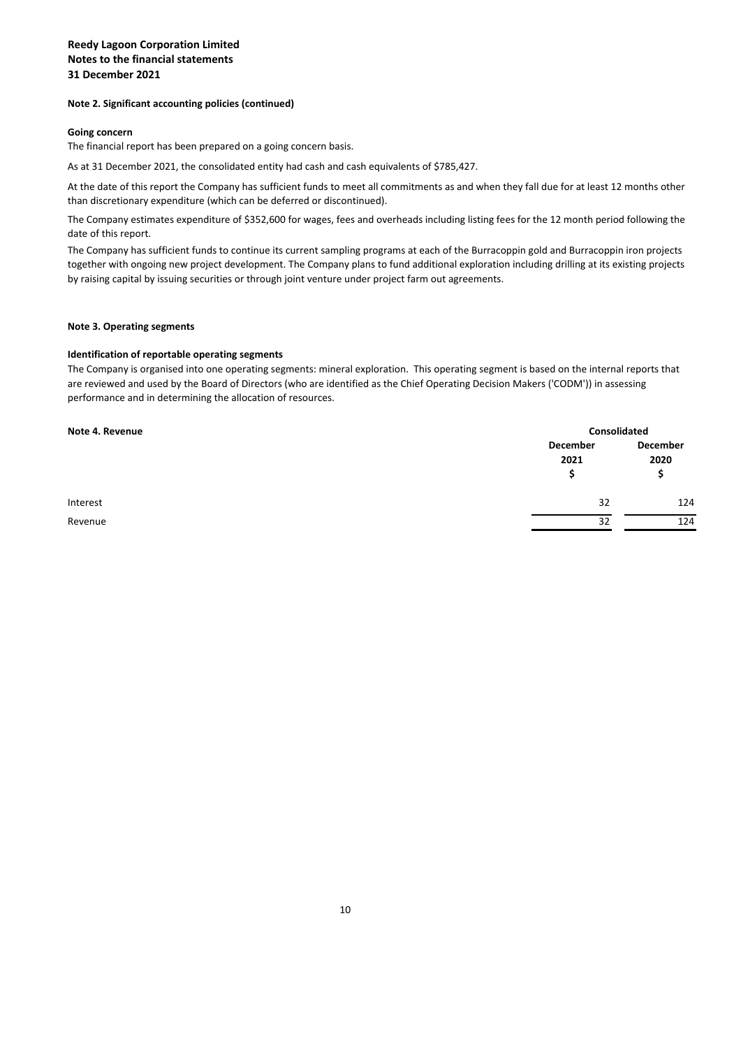**Reedy Lagoon Corporation Limited**
**Notes to the financial statements**
**31 December 2021**

#### Note 2. Significant accounting policies (continued)

**Going concern**

The financial report has been prepared on a going concern basis.

As at 31 December 2021, the consolidated entity had cash and cash equivalents of $785,427.

At the date of this report the Company has sufficient funds to meet all commitments as and when they fall due for at least 12 months other than discretionary expenditure (which can be deferred or discontinued).

The Company estimates expenditure of $352,600 for wages, fees and overheads including listing fees for the 12 month period following the date of this report.

The Company has sufficient funds to continue its current sampling programs at each of the Burracoppin gold and Burracoppin iron projects together with ongoing new project development. The Company plans to fund additional exploration including drilling at its existing projects by raising capital by issuing securities or through joint venture under project farm out agreements.

#### Note 3. Operating segments

**Identification of reportable operating segments**

The Company is organised into one operating segments: mineral exploration. This operating segment is based on the internal reports that are reviewed and used by the Board of Directors (who are identified as the Chief Operating Decision Makers ('CODM')) in assessing performance and in determining the allocation of resources.

#### Note 4. Revenue

| | Consolidated | |
|---|---|---|
| | December 2021 $ | December 2020 $ |
| Interest | 32 | 124 |
| Revenue | 32 | 124 |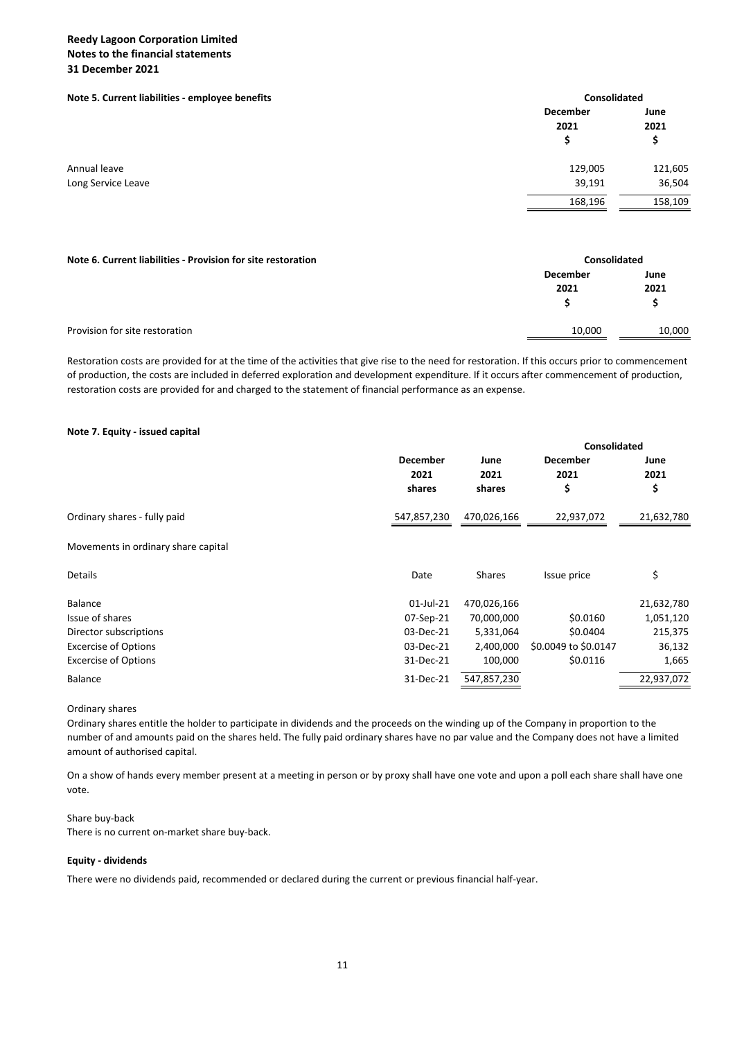**Reedy Lagoon Corporation Limited**
**Notes to the financial statements**
**31 December 2021**

### Note 5. Current liabilities - employee benefits

| | Consolidated | |
|---|---|---|
| | December 2021 $ | June 2021 $ |
| Annual leave | 129,005 | 121,605 |
| Long Service Leave | 39,191 | 36,504 |
| | 168,196 | 158,109 |

### Note 6. Current liabilities - Provision for site restoration

| | Consolidated | |
|---|---|---|
| | December 2021 $ | June 2021 $ |
| Provision for site restoration | 10,000 | 10,000 |

Restoration costs are provided for at the time of the activities that give rise to the need for restoration. If this occurs prior to commencement of production, the costs are included in deferred exploration and development expenditure. If it occurs after commencement of production, restoration costs are provided for and charged to the statement of financial performance as an expense.

### Note 7. Equity - issued capital

| | | | Consolidated | |
|---|---|---|---|---|
| | December 2021 shares | June 2021 shares | December 2021 $ | June 2021 $ |
| Ordinary shares - fully paid | 547,857,230 | 470,026,166 | 22,937,072 | 21,632,780 |

Movements in ordinary share capital

| Details | Date | Shares | Issue price | $ |
|---|---|---|---|---|
| Balance | 01-Jul-21 | 470,026,166 | | 21,632,780 |
| Issue of shares | 07-Sep-21 | 70,000,000 | $0.0160 | 1,051,120 |
| Director subscriptions | 03-Dec-21 | 5,331,064 | $0.0404 | 215,375 |
| Excercise of Options | 03-Dec-21 | 2,400,000 | $0.0049 to $0.0147 | 36,132 |
| Excercise of Options | 31-Dec-21 | 100,000 | $0.0116 | 1,665 |
| Balance | 31-Dec-21 | 547,857,230 | | 22,937,072 |

Ordinary shares

Ordinary shares entitle the holder to participate in dividends and the proceeds on the winding up of the Company in proportion to the number of and amounts paid on the shares held. The fully paid ordinary shares have no par value and the Company does not have a limited amount of authorised capital.

On a show of hands every member present at a meeting in person or by proxy shall have one vote and upon a poll each share shall have one vote.

Share buy-back

There is no current on-market share buy-back.

**Equity - dividends**

There were no dividends paid, recommended or declared during the current or previous financial half-year.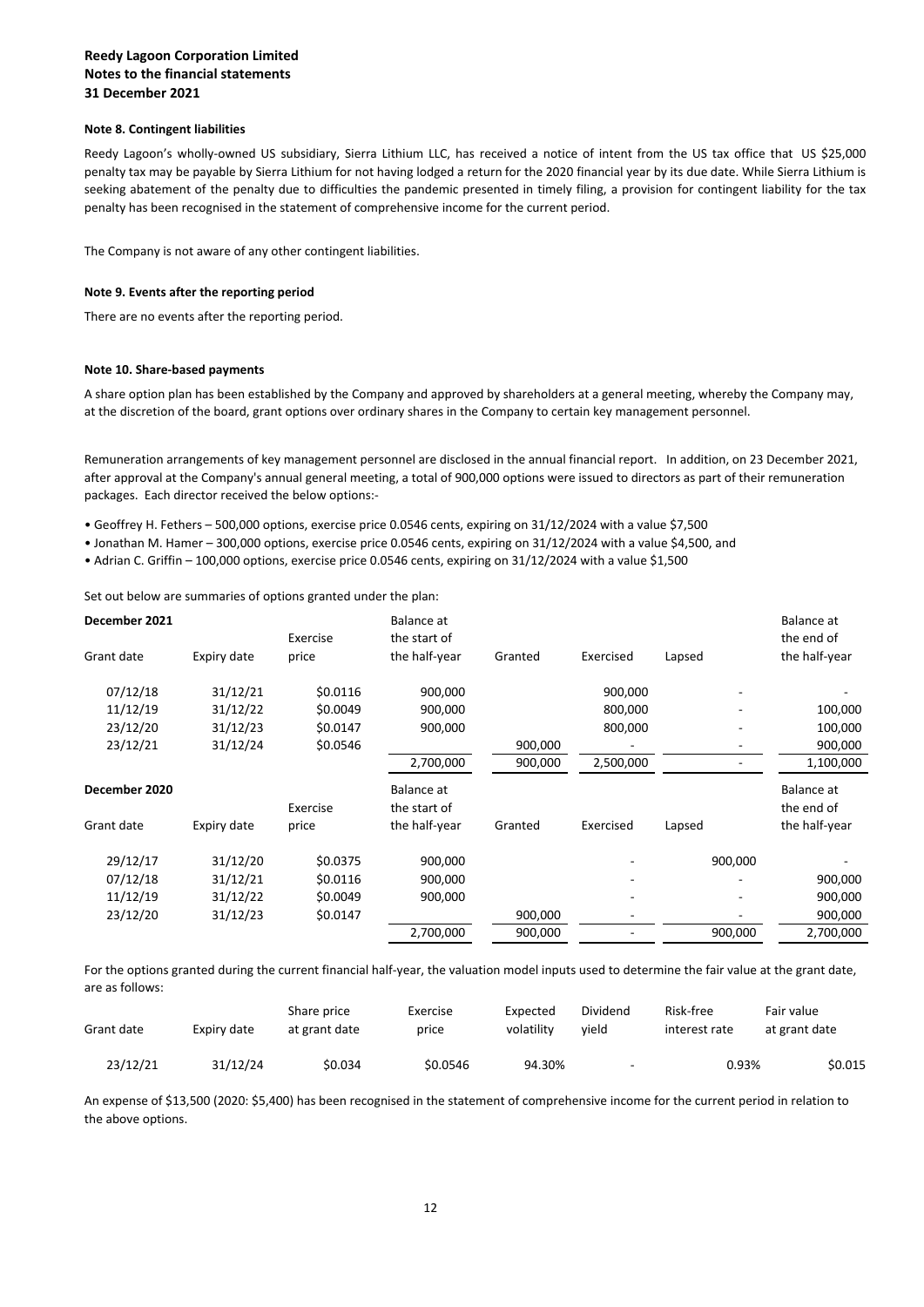**Reedy Lagoon Corporation Limited**
**Notes to the financial statements**
**31 December 2021**

**Note 8. Contingent liabilities**

Reedy Lagoon's wholly-owned US subsidiary, Sierra Lithium LLC, has received a notice of intent from the US tax office that US $25,000 penalty tax may be payable by Sierra Lithium for not having lodged a return for the 2020 financial year by its due date. While Sierra Lithium is seeking abatement of the penalty due to difficulties the pandemic presented in timely filing, a provision for contingent liability for the tax penalty has been recognised in the statement of comprehensive income for the current period.

The Company is not aware of any other contingent liabilities.

**Note 9. Events after the reporting period**

There are no events after the reporting period.

**Note 10. Share-based payments**

A share option plan has been established by the Company and approved by shareholders at a general meeting, whereby the Company may, at the discretion of the board, grant options over ordinary shares in the Company to certain key management personnel.

Remuneration arrangements of key management personnel are disclosed in the annual financial report. In addition, on 23 December 2021, after approval at the Company's annual general meeting, a total of 900,000 options were issued to directors as part of their remuneration packages. Each director received the below options:-

- Geoffrey H. Fethers – 500,000 options, exercise price 0.0546 cents, expiring on 31/12/2024 with a value $7,500
- Jonathan M. Hamer – 300,000 options, exercise price 0.0546 cents, expiring on 31/12/2024 with a value $4,500, and
- Adrian C. Griffin – 100,000 options, exercise price 0.0546 cents, expiring on 31/12/2024 with a value $1,500

Set out below are summaries of options granted under the plan:

**December 2021**

| Grant date | Expiry date | Exercise price | Balance at the start of the half-year | Granted | Exercised | Lapsed | Balance at the end of the half-year |
|---|---|---|---|---|---|---|---|
| 07/12/18 | 31/12/21 | $0.0116 | 900,000 | | 900,000 | - | - |
| 11/12/19 | 31/12/22 | $0.0049 | 900,000 | | 800,000 | - | 100,000 |
| 23/12/20 | 31/12/23 | $0.0147 | 900,000 | | 800,000 | - | 100,000 |
| 23/12/21 | 31/12/24 | $0.0546 | | 900,000 | - | - | 900,000 |
| | | | 2,700,000 | 900,000 | 2,500,000 | - | 1,100,000 |

**December 2020**

| Grant date | Expiry date | Exercise price | Balance at the start of the half-year | Granted | Exercised | Lapsed | Balance at the end of the half-year |
|---|---|---|---|---|---|---|---|
| 29/12/17 | 31/12/20 | $0.0375 | 900,000 | | - | 900,000 | - |
| 07/12/18 | 31/12/21 | $0.0116 | 900,000 | | - | - | 900,000 |
| 11/12/19 | 31/12/22 | $0.0049 | 900,000 | | - | - | 900,000 |
| 23/12/20 | 31/12/23 | $0.0147 | | 900,000 | - | - | 900,000 |
| | | | 2,700,000 | 900,000 | - | 900,000 | 2,700,000 |

For the options granted during the current financial half-year, the valuation model inputs used to determine the fair value at the grant date, are as follows:

| Grant date | Expiry date | Share price at grant date | Exercise price | Expected volatility | Dividend yield | Risk-free interest rate | Fair value at grant date |
|---|---|---|---|---|---|---|---|
| 23/12/21 | 31/12/24 | $0.034 | $0.0546 | 94.30% | - | 0.93% | $0.015 |

An expense of $13,500 (2020: $5,400) has been recognised in the statement of comprehensive income for the current period in relation to the above options.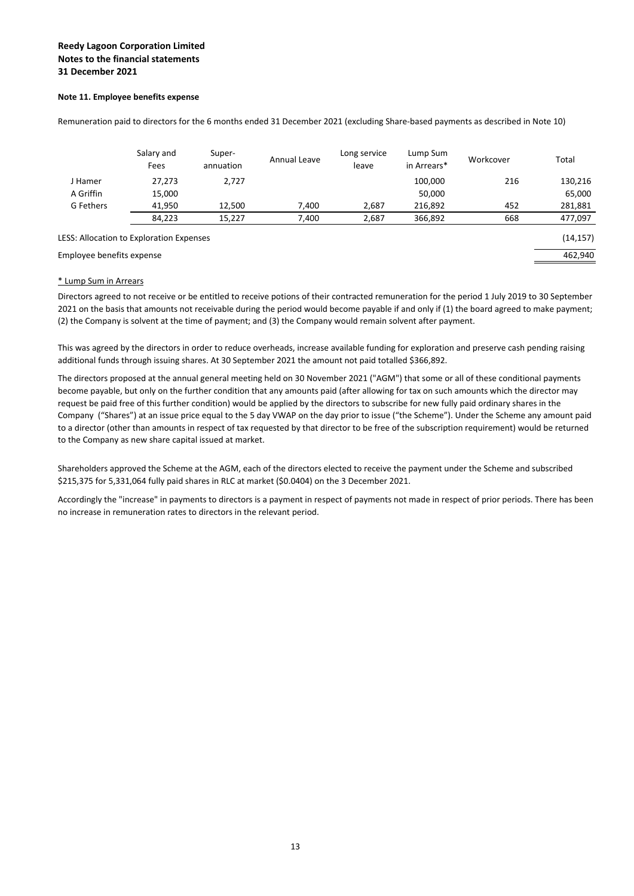**Reedy Lagoon Corporation Limited**
**Notes to the financial statements**
**31 December 2021**

#### Note 11. Employee benefits expense

Remuneration paid to directors for the 6 months ended 31 December 2021 (excluding Share-based payments as described in Note 10)

| | Salary and Fees | Super-annuation | Annual Leave | Long service leave | Lump Sum in Arrears* | Workcover | Total |
|---|---|---|---|---|---|---|---|
| J Hamer | 27,273 | 2,727 | | | 100,000 | 216 | 130,216 |
| A Griffin | 15,000 | | | | 50,000 | | 65,000 |
| G Fethers | 41,950 | 12,500 | 7,400 | 2,687 | 216,892 | 452 | 281,881 |
| | 84,223 | 15,227 | 7,400 | 2,687 | 366,892 | 668 | 477,097 |
| LESS: Allocation to Exploration Expenses | | | | | | | (14,157) |
| Employee benefits expense | | | | | | | 462,940 |

\* Lump Sum in Arrears

Directors agreed to not receive or be entitled to receive potions of their contracted remuneration for the period 1 July 2019 to 30 September 2021 on the basis that amounts not receivable during the period would become payable if and only if (1) the board agreed to make payment; (2) the Company is solvent at the time of payment; and (3) the Company would remain solvent after payment.

This was agreed by the directors in order to reduce overheads, increase available funding for exploration and preserve cash pending raising additional funds through issuing shares. At 30 September 2021 the amount not paid totalled $366,892.

The directors proposed at the annual general meeting held on 30 November 2021 ("AGM") that some or all of these conditional payments become payable, but only on the further condition that any amounts paid (after allowing for tax on such amounts which the director may request be paid free of this further condition) would be applied by the directors to subscribe for new fully paid ordinary shares in the Company ("Shares") at an issue price equal to the 5 day VWAP on the day prior to issue ("the Scheme"). Under the Scheme any amount paid to a director (other than amounts in respect of tax requested by that director to be free of the subscription requirement) would be returned to the Company as new share capital issued at market.

Shareholders approved the Scheme at the AGM, each of the directors elected to receive the payment under the Scheme and subscribed $215,375 for 5,331,064 fully paid shares in RLC at market ($0.0404) on the 3 December 2021.

Accordingly the "increase" in payments to directors is a payment in respect of payments not made in respect of prior periods. There has been no increase in remuneration rates to directors in the relevant period.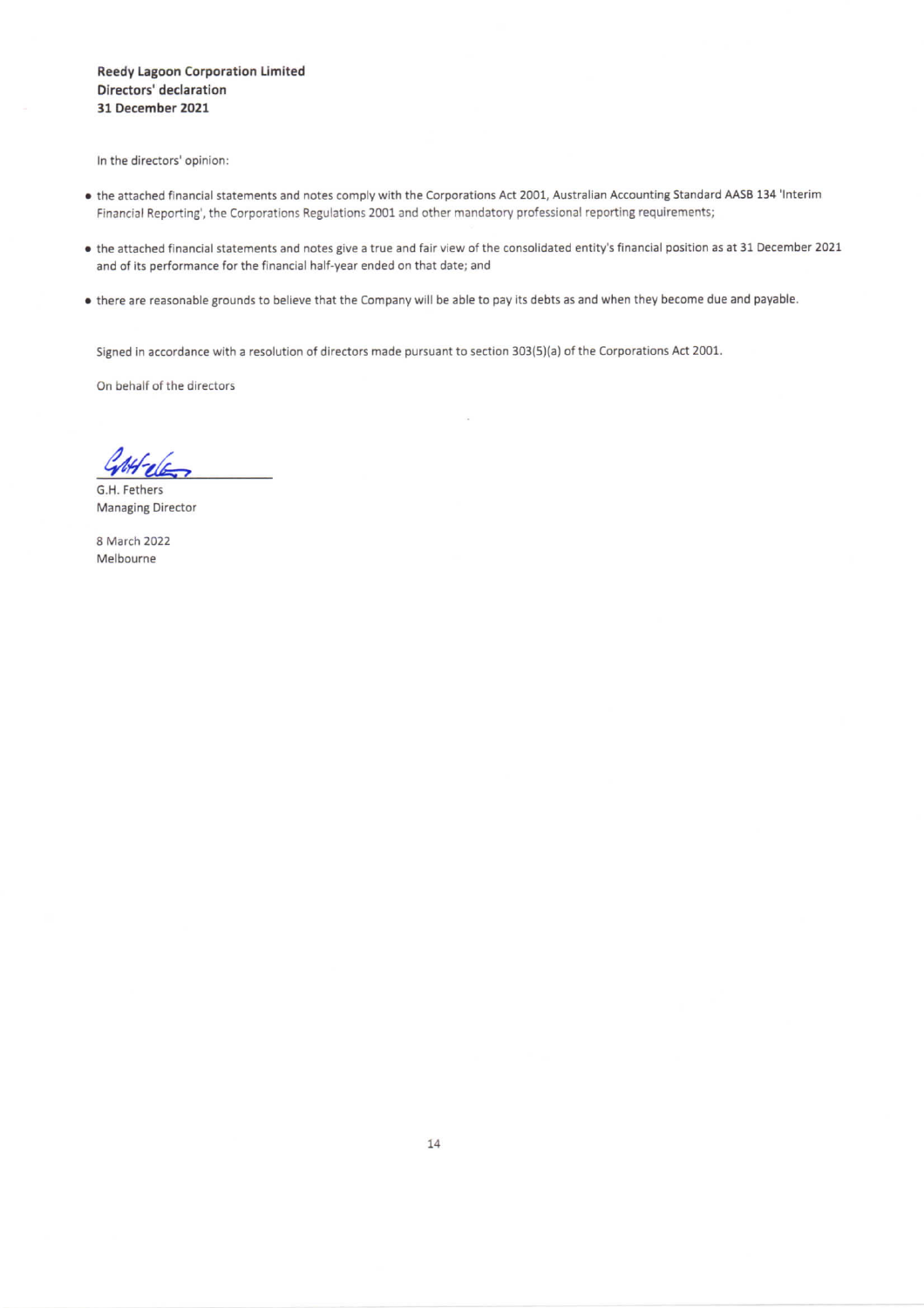**Reedy Lagoon Corporation Limited**
**Directors' declaration**
**31 December 2021**

In the directors' opinion:

- the attached financial statements and notes comply with the Corporations Act 2001, Australian Accounting Standard AASB 134 'Interim Financial Reporting', the Corporations Regulations 2001 and other mandatory professional reporting requirements;
- the attached financial statements and notes give a true and fair view of the consolidated entity's financial position as at 31 December 2021 and of its performance for the financial half-year ended on that date; and
- there are reasonable grounds to believe that the Company will be able to pay its debts as and when they become due and payable.

Signed in accordance with a resolution of directors made pursuant to section 303(5)(a) of the Corporations Act 2001.

On behalf of the directors

G.H. Fethers
Managing Director

8 March 2022
Melbourne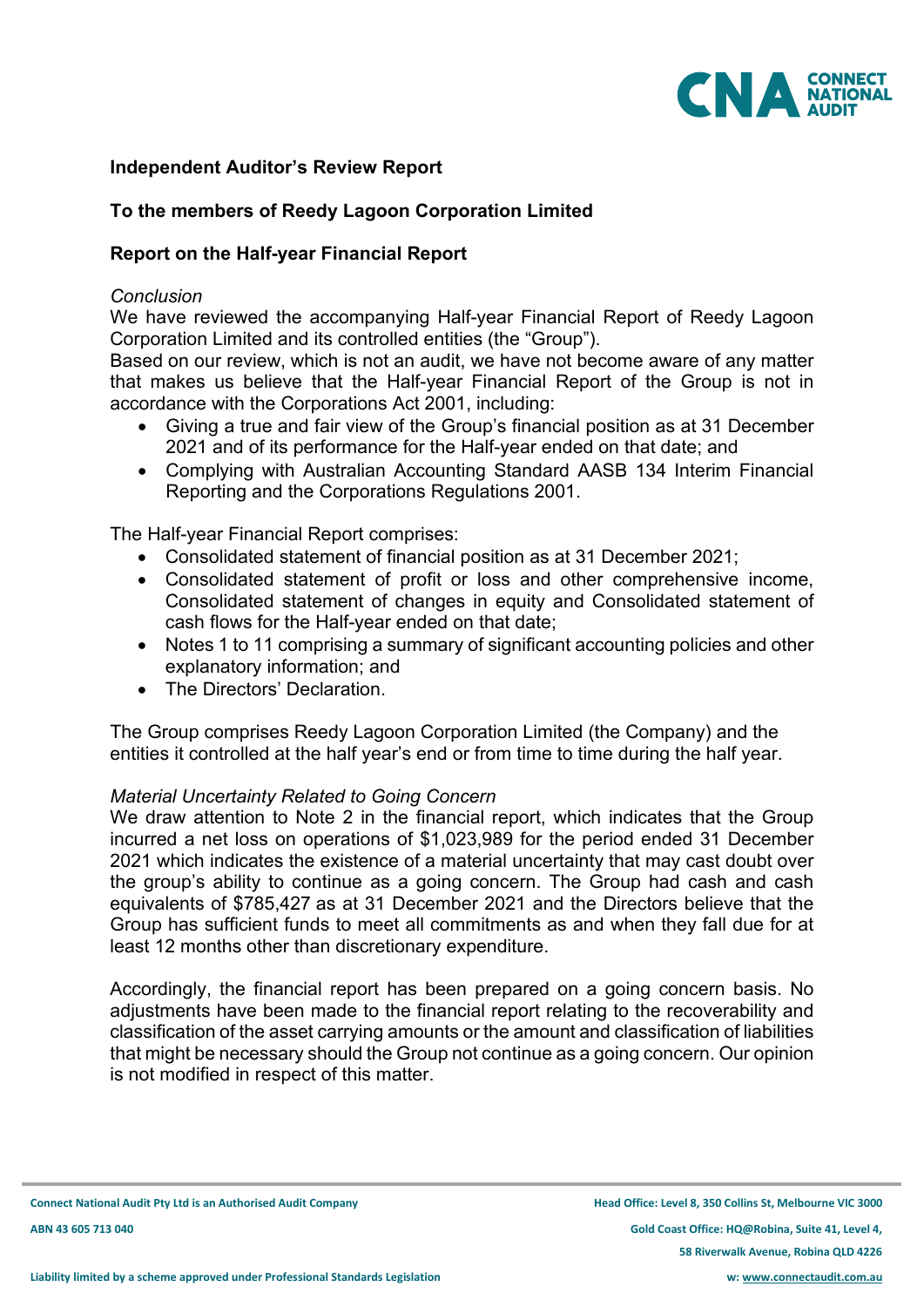## Independent Auditor's Review Report

## To the members of Reedy Lagoon Corporation Limited

## Report on the Half-year Financial Report

*Conclusion*

We have reviewed the accompanying Half-year Financial Report of Reedy Lagoon Corporation Limited and its controlled entities (the "Group").

Based on our review, which is not an audit, we have not become aware of any matter that makes us believe that the Half-year Financial Report of the Group is not in accordance with the Corporations Act 2001, including:

- Giving a true and fair view of the Group's financial position as at 31 December 2021 and of its performance for the Half-year ended on that date; and
- Complying with Australian Accounting Standard AASB 134 Interim Financial Reporting and the Corporations Regulations 2001.

The Half-year Financial Report comprises:

- Consolidated statement of financial position as at 31 December 2021;
- Consolidated statement of profit or loss and other comprehensive income, Consolidated statement of changes in equity and Consolidated statement of cash flows for the Half-year ended on that date;
- Notes 1 to 11 comprising a summary of significant accounting policies and other explanatory information; and
- The Directors' Declaration.

The Group comprises Reedy Lagoon Corporation Limited (the Company) and the entities it controlled at the half year's end or from time to time during the half year.

*Material Uncertainty Related to Going Concern*

We draw attention to Note 2 in the financial report, which indicates that the Group incurred a net loss on operations of $1,023,989 for the period ended 31 December 2021 which indicates the existence of a material uncertainty that may cast doubt over the group's ability to continue as a going concern. The Group had cash and cash equivalents of $785,427 as at 31 December 2021 and the Directors believe that the Group has sufficient funds to meet all commitments as and when they fall due for at least 12 months other than discretionary expenditure.

Accordingly, the financial report has been prepared on a going concern basis. No adjustments have been made to the financial report relating to the recoverability and classification of the asset carrying amounts or the amount and classification of liabilities that might be necessary should the Group not continue as a going concern. Our opinion is not modified in respect of this matter.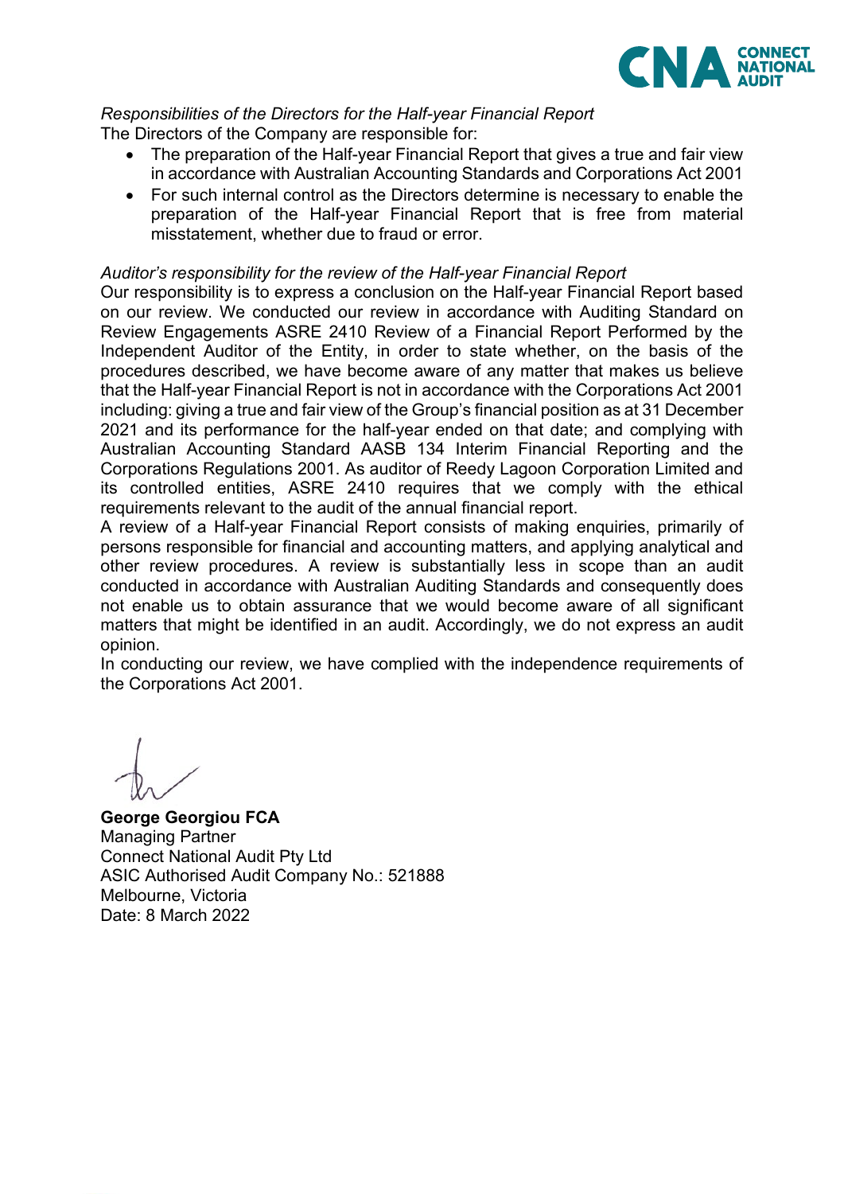*Responsibilities of the Directors for the Half-year Financial Report*

The Directors of the Company are responsible for:

- The preparation of the Half-year Financial Report that gives a true and fair view in accordance with Australian Accounting Standards and Corporations Act 2001
- For such internal control as the Directors determine is necessary to enable the preparation of the Half-year Financial Report that is free from material misstatement, whether due to fraud or error.

*Auditor's responsibility for the review of the Half-year Financial Report*

Our responsibility is to express a conclusion on the Half-year Financial Report based on our review. We conducted our review in accordance with Auditing Standard on Review Engagements ASRE 2410 Review of a Financial Report Performed by the Independent Auditor of the Entity, in order to state whether, on the basis of the procedures described, we have become aware of any matter that makes us believe that the Half-year Financial Report is not in accordance with the Corporations Act 2001 including: giving a true and fair view of the Group's financial position as at 31 December 2021 and its performance for the half-year ended on that date; and complying with Australian Accounting Standard AASB 134 Interim Financial Reporting and the Corporations Regulations 2001. As auditor of Reedy Lagoon Corporation Limited and its controlled entities, ASRE 2410 requires that we comply with the ethical requirements relevant to the audit of the annual financial report.

A review of a Half-year Financial Report consists of making enquiries, primarily of persons responsible for financial and accounting matters, and applying analytical and other review procedures. A review is substantially less in scope than an audit conducted in accordance with Australian Auditing Standards and consequently does not enable us to obtain assurance that we would become aware of all significant matters that might be identified in an audit. Accordingly, we do not express an audit opinion.

In conducting our review, we have complied with the independence requirements of the Corporations Act 2001.

**George Georgiou FCA**
Managing Partner
Connect National Audit Pty Ltd
ASIC Authorised Audit Company No.: 521888
Melbourne, Victoria
Date: 8 March 2022